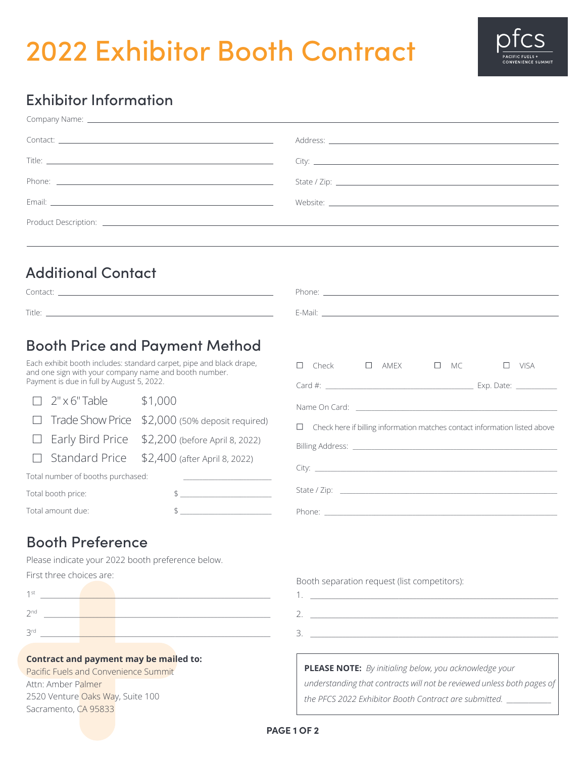# 2022 Exhibitor Booth Contract

pfcs
PACIFIC FUELS + CONVENIENCE SUMMIT

## Exhibitor Information

Company Name: ______________________________

Contact: ______________________________

Title: ______________________________

Phone: ______________________________

Email: ______________________________

Address: ______________________________

City: ______________________________

State / Zip: ______________________________

Website: ______________________________

Product Description: ______________________________

______________________________

## Additional Contact

Contact: ______________________________

Title: ______________________________

Phone: ______________________________

E-Mail: ______________________________

## Booth Price and Payment Method

Each exhibit booth includes: standard carpet, pipe and black drape, and one sign with your company name and booth number.
Payment is due in full by August 5, 2022.

- ☐ 2" x 6" Table $1,000
- ☐ Trade Show Price $2,000 (50% deposit required)
- ☐ Early Bird Price $2,200 (before April 8, 2022)
- ☐ Standard Price $2,400 (after April 8, 2022)

Total number of booths purchased: ______________

Total booth price: $ ______________

Total amount due: $ ______________

☐ Check ☐ AMEX ☐ MC ☐ VISA

Card #: ______________________ Exp. Date: __________

Name On Card: ______________________________

☐ Check here if billing information matches contact information listed above

Billing Address: ______________________________

City: ______________________________

State / Zip: ______________________________

Phone: ______________________________

## Booth Preference

Please indicate your 2022 booth preference below.

First three choices are:

1st ______________________________

2nd ______________________________

3rd ______________________________

Booth separation request (list competitors):

1. ______________________________
2. ______________________________
3. ______________________________

**Contract and payment may be mailed to:**
Pacific Fuels and Convenience Summit
Attn: Amber Palmer
2520 Venture Oaks Way, Suite 100
Sacramento, CA 95833

**PLEASE NOTE:** *By initialing below, you acknowledge your understanding that contracts will not be reviewed unless both pages of the PFCS 2022 Exhibitor Booth Contract are submitted.* __________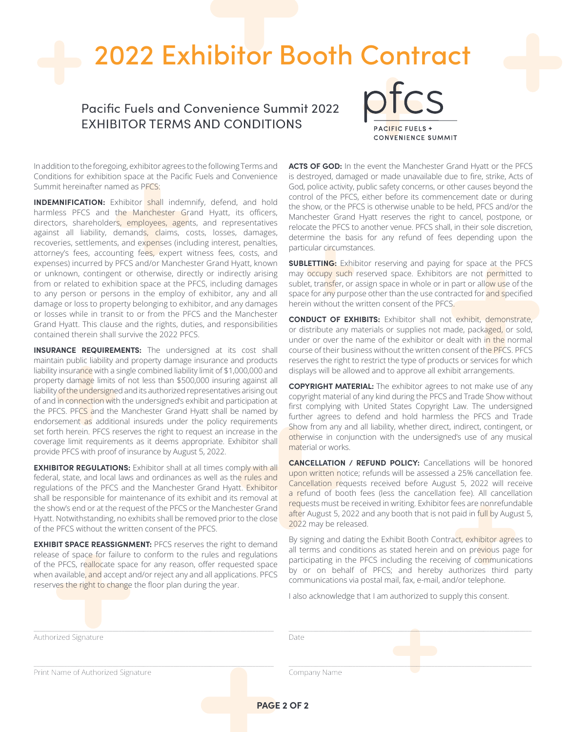# 2022 Exhibitor Booth Contract

## Pacific Fuels and Convenience Summit 2022
## EXHIBITOR TERMS AND CONDITIONS

pfcs
PACIFIC FUELS + CONVENIENCE SUMMIT

In addition to the foregoing, exhibitor agrees to the following Terms and Conditions for exhibition space at the Pacific Fuels and Convenience Summit hereinafter named as PFCS:

**INDEMNIFICATION:** Exhibitor shall indemnify, defend, and hold harmless PFCS and the Manchester Grand Hyatt, its officers, directors, shareholders, employees, agents, and representatives against all liability, demands, claims, costs, losses, damages, recoveries, settlements, and expenses (including interest, penalties, attorney's fees, accounting fees, expert witness fees, costs, and expenses) incurred by PFCS and/or Manchester Grand Hyatt, known or unknown, contingent or otherwise, directly or indirectly arising from or related to exhibition space at the PFCS, including damages to any person or persons in the employ of exhibitor, any and all damage or loss to property belonging to exhibitor, and any damages or losses while in transit to or from the PFCS and the Manchester Grand Hyatt. This clause and the rights, duties, and responsibilities contained therein shall survive the 2022 PFCS.

**INSURANCE REQUIREMENTS:** The undersigned at its cost shall maintain public liability and property damage insurance and products liability insurance with a single combined liability limit of $1,000,000 and property damage limits of not less than $500,000 insuring against all liability of the undersigned and its authorized representatives arising out of and in connection with the undersigned's exhibit and participation at the PFCS. PFCS and the Manchester Grand Hyatt shall be named by endorsement as additional insureds under the policy requirements set forth herein. PFCS reserves the right to request an increase in the coverage limit requirements as it deems appropriate. Exhibitor shall provide PFCS with proof of insurance by August 5, 2022.

**EXHIBITOR REGULATIONS:** Exhibitor shall at all times comply with all federal, state, and local laws and ordinances as well as the rules and regulations of the PFCS and the Manchester Grand Hyatt. Exhibitor shall be responsible for maintenance of its exhibit and its removal at the show's end or at the request of the PFCS or the Manchester Grand Hyatt. Notwithstanding, no exhibits shall be removed prior to the close of the PFCS without the written consent of the PFCS.

**EXHIBIT SPACE REASSIGNMENT:** PFCS reserves the right to demand release of space for failure to conform to the rules and regulations of the PFCS, reallocate space for any reason, offer requested space when available, and accept and/or reject any and all applications. PFCS reserves the right to change the floor plan during the year.

**ACTS OF GOD:** In the event the Manchester Grand Hyatt or the PFCS is destroyed, damaged or made unavailable due to fire, strike, Acts of God, police activity, public safety concerns, or other causes beyond the control of the PFCS, either before its commencement date or during the show, or the PFCS is otherwise unable to be held, PFCS and/or the Manchester Grand Hyatt reserves the right to cancel, postpone, or relocate the PFCS to another venue. PFCS shall, in their sole discretion, determine the basis for any refund of fees depending upon the particular circumstances.

**SUBLETTING:** Exhibitor reserving and paying for space at the PFCS may occupy such reserved space. Exhibitors are not permitted to sublet, transfer, or assign space in whole or in part or allow use of the space for any purpose other than the use contracted for and specified herein without the written consent of the PFCS.

**CONDUCT OF EXHIBITS:** Exhibitor shall not exhibit, demonstrate, or distribute any materials or supplies not made, packaged, or sold, under or over the name of the exhibitor or dealt with in the normal course of their business without the written consent of the PFCS. PFCS reserves the right to restrict the type of products or services for which displays will be allowed and to approve all exhibit arrangements.

**COPYRIGHT MATERIAL:** The exhibitor agrees to not make use of any copyright material of any kind during the PFCS and Trade Show without first complying with United States Copyright Law. The undersigned further agrees to defend and hold harmless the PFCS and Trade Show from any and all liability, whether direct, indirect, contingent, or otherwise in conjunction with the undersigned's use of any musical material or works.

**CANCELLATION / REFUND POLICY:** Cancellations will be honored upon written notice; refunds will be assessed a 25% cancellation fee. Cancellation requests received before August 5, 2022 will receive a refund of booth fees (less the cancellation fee). All cancellation requests must be received in writing. Exhibitor fees are nonrefundable after August 5, 2022 and any booth that is not paid in full by August 5, 2022 may be released.

By signing and dating the Exhibit Booth Contract, exhibitor agrees to all terms and conditions as stated herein and on previous page for participating in the PFCS including the receiving of communications by or on behalf of PFCS; and hereby authorizes third party communications via postal mail, fax, e-mail, and/or telephone.

I also acknowledge that I am authorized to supply this consent.

Authorized Signature: ______________________

Date: ______________________

Print Name of Authorized Signature: ______________________

Company Name: ______________________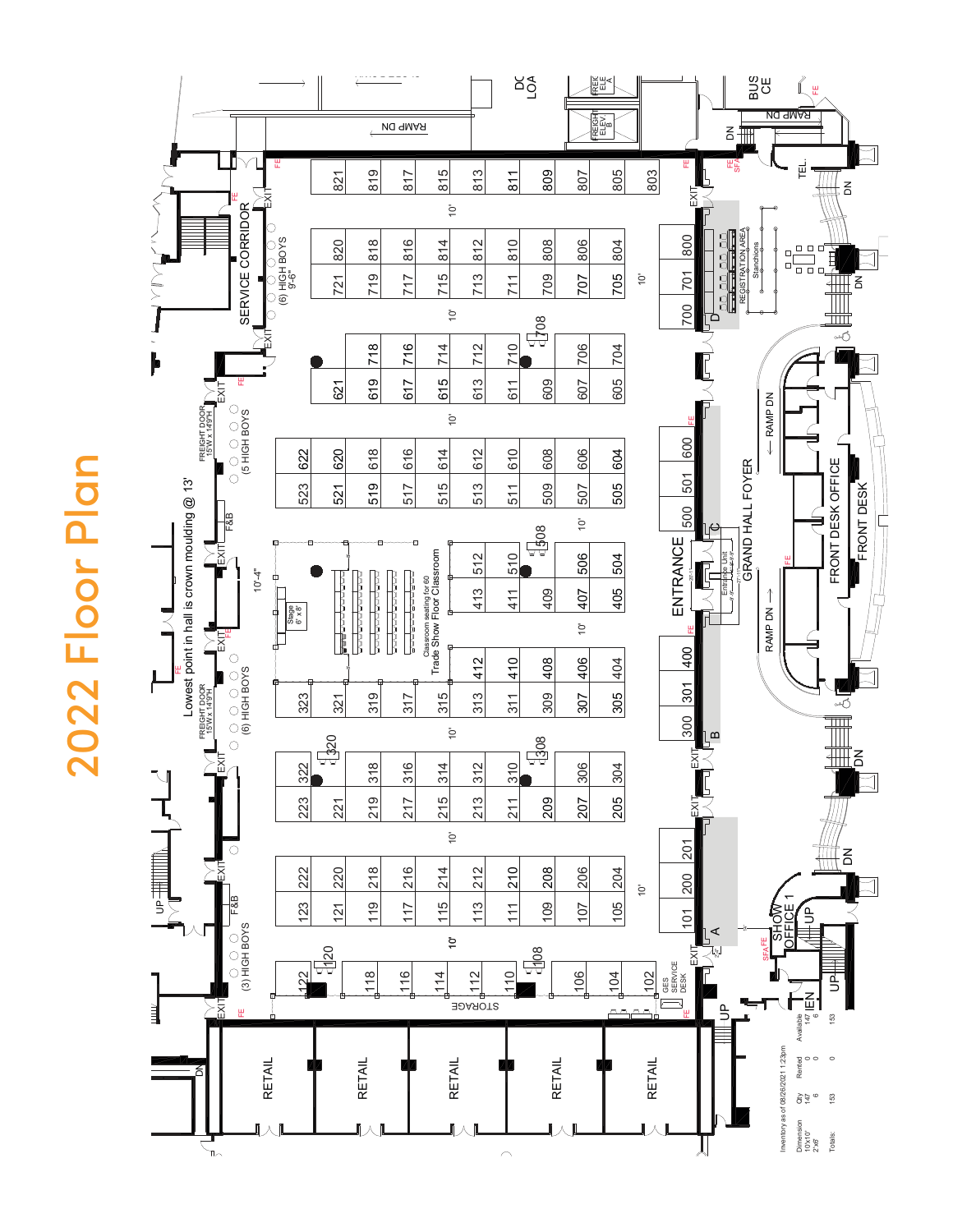# 2022 Floor Plan

Lowest point in hall is crown moulding @ 13'

ENTRANCE

GRAND HALL FOYER

FRONT DESK OFFICE

FRONT DESK

SERVICE CORRIDOR

REGISTRATION AREA

Stanchions

SHOW OFFICE 1

GES SERVICE DESK

STORAGE

RETAIL

RETAIL

RETAIL

RETAIL

RETAIL

FREIGHT DOOR 15'W x 14'9"H

FREIGHT DOOR 15'W x 14'9"H

(6) HIGH BOYS 9'-6"

(5 HIGH BOYS

(6) HIGH BOYS

(3) HIGH BOYS

F&B

F&B

Stage 6' x 8'

Classroom seating for 60

Trade Show Floor Classroom

RAMP DN

RAMP DN

Inventory as of 08/26/2021 1:23pm

| Dimension | Qty | Rented | Available |
|---|---|---|---|
| 10'x10' | 147 | 0 | 147 |
| 2'x6' | 6 | 0 | 6 |
| Totals: | 153 | 0 | 153 |